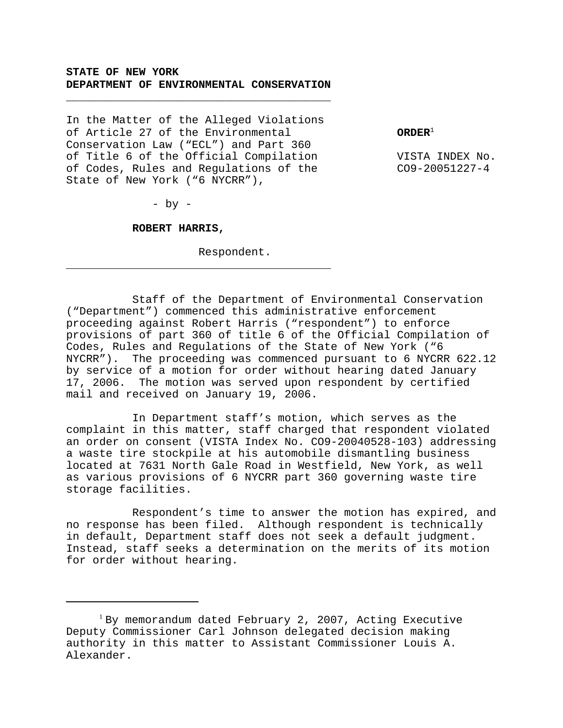**STATE OF NEW YORK**
**DEPARTMENT OF ENVIRONMENTAL CONSERVATION**

---

In the Matter of the Alleged Violations of Article 27 of the Environmental Conservation Law ("ECL") and Part 360 of Title 6 of the Official Compilation of Codes, Rules and Regulations of the State of New York ("6 NYCRR"),

- by -

**ROBERT HARRIS,**

Respondent.

---

**ORDER**[1]

VISTA INDEX No. CO9-20051227-4

Staff of the Department of Environmental Conservation ("Department") commenced this administrative enforcement proceeding against Robert Harris ("respondent") to enforce provisions of part 360 of title 6 of the Official Compilation of Codes, Rules and Regulations of the State of New York ("6 NYCRR"). The proceeding was commenced pursuant to 6 NYCRR 622.12 by service of a motion for order without hearing dated January 17, 2006. The motion was served upon respondent by certified mail and received on January 19, 2006.

In Department staff's motion, which serves as the complaint in this matter, staff charged that respondent violated an order on consent (VISTA Index No. CO9-20040528-103) addressing a waste tire stockpile at his automobile dismantling business located at 7631 North Gale Road in Westfield, New York, as well as various provisions of 6 NYCRR part 360 governing waste tire storage facilities.

Respondent's time to answer the motion has expired, and no response has been filed. Although respondent is technically in default, Department staff does not seek a default judgment. Instead, staff seeks a determination on the merits of its motion for order without hearing.

---

[1] By memorandum dated February 2, 2007, Acting Executive Deputy Commissioner Carl Johnson delegated decision making authority in this matter to Assistant Commissioner Louis A. Alexander.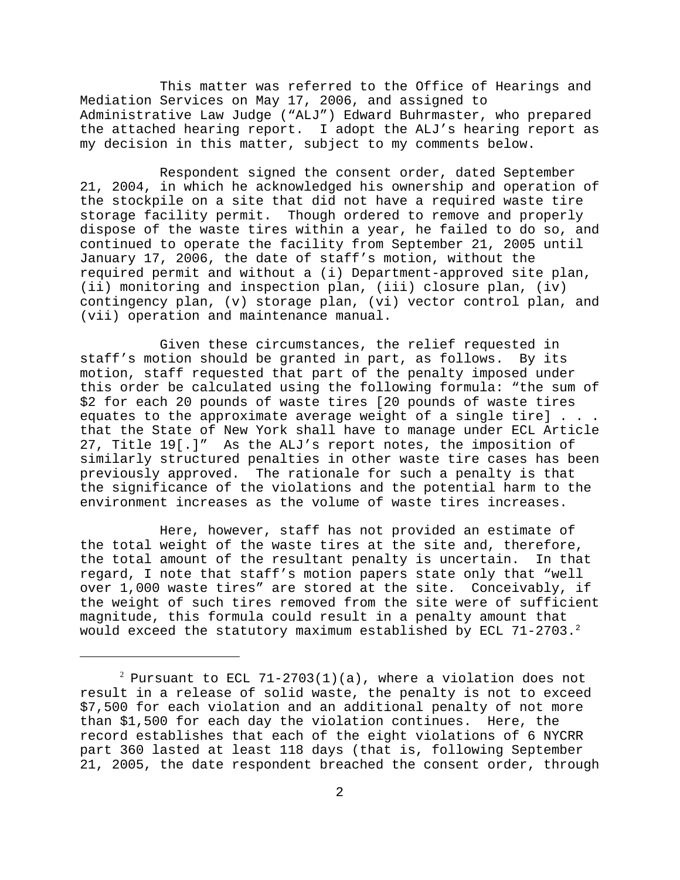This matter was referred to the Office of Hearings and Mediation Services on May 17, 2006, and assigned to Administrative Law Judge ("ALJ") Edward Buhrmaster, who prepared the attached hearing report. I adopt the ALJ's hearing report as my decision in this matter, subject to my comments below.

Respondent signed the consent order, dated September 21, 2004, in which he acknowledged his ownership and operation of the stockpile on a site that did not have a required waste tire storage facility permit. Though ordered to remove and properly dispose of the waste tires within a year, he failed to do so, and continued to operate the facility from September 21, 2005 until January 17, 2006, the date of staff's motion, without the required permit and without a (i) Department-approved site plan, (ii) monitoring and inspection plan, (iii) closure plan, (iv) contingency plan, (v) storage plan, (vi) vector control plan, and (vii) operation and maintenance manual.

Given these circumstances, the relief requested in staff's motion should be granted in part, as follows. By its motion, staff requested that part of the penalty imposed under this order be calculated using the following formula: "the sum of $2 for each 20 pounds of waste tires [20 pounds of waste tires equates to the approximate average weight of a single tire] . . . that the State of New York shall have to manage under ECL Article 27, Title 19[.]" As the ALJ's report notes, the imposition of similarly structured penalties in other waste tire cases has been previously approved. The rationale for such a penalty is that the significance of the violations and the potential harm to the environment increases as the volume of waste tires increases.

Here, however, staff has not provided an estimate of the total weight of the waste tires at the site and, therefore, the total amount of the resultant penalty is uncertain. In that regard, I note that staff's motion papers state only that "well over 1,000 waste tires" are stored at the site. Conceivably, if the weight of such tires removed from the site were of sufficient magnitude, this formula could result in a penalty amount that would exceed the statutory maximum established by ECL 71-2703.[2]

---

[2] Pursuant to ECL 71-2703(1)(a), where a violation does not result in a release of solid waste, the penalty is not to exceed $7,500 for each violation and an additional penalty of not more than $1,500 for each day the violation continues. Here, the record establishes that each of the eight violations of 6 NYCRR part 360 lasted at least 118 days (that is, following September 21, 2005, the date respondent breached the consent order, through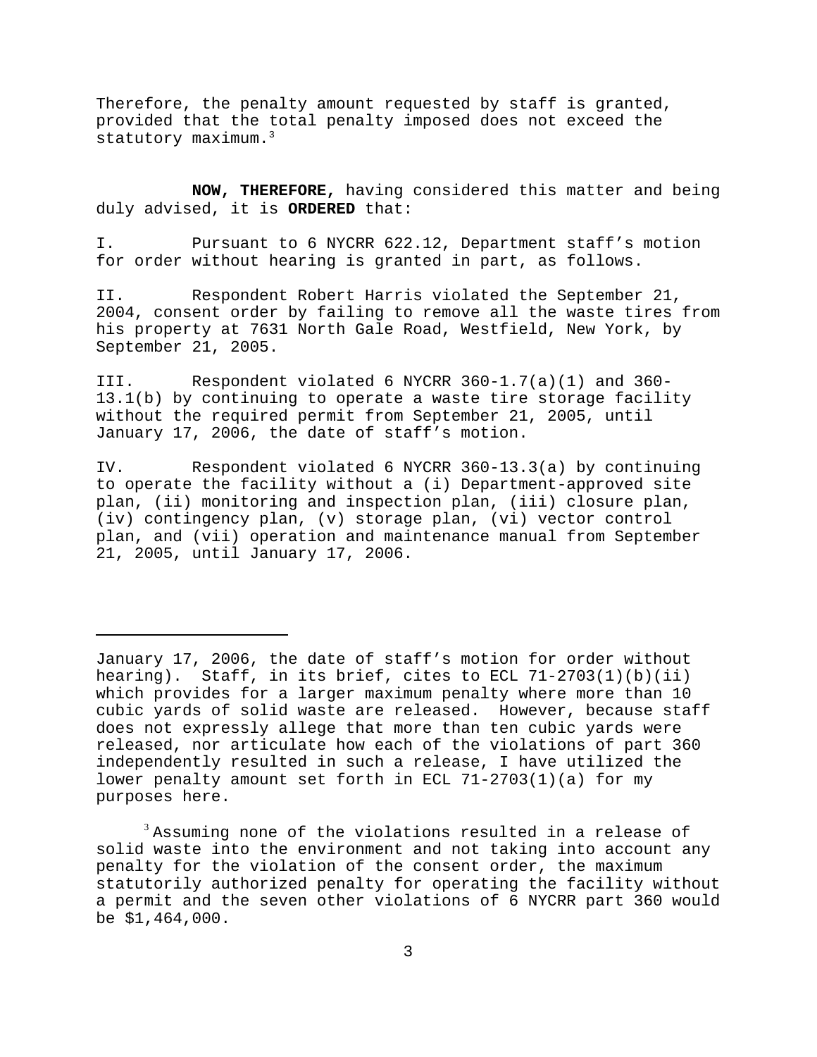Therefore, the penalty amount requested by staff is granted, provided that the total penalty imposed does not exceed the statutory maximum.[3]

**NOW, THEREFORE,** having considered this matter and being duly advised, it is **ORDERED** that:

I. Pursuant to 6 NYCRR 622.12, Department staff's motion for order without hearing is granted in part, as follows.

II. Respondent Robert Harris violated the September 21, 2004, consent order by failing to remove all the waste tires from his property at 7631 North Gale Road, Westfield, New York, by September 21, 2005.

III. Respondent violated 6 NYCRR 360-1.7(a)(1) and 360-13.1(b) by continuing to operate a waste tire storage facility without the required permit from September 21, 2005, until January 17, 2006, the date of staff's motion.

IV. Respondent violated 6 NYCRR 360-13.3(a) by continuing to operate the facility without a (i) Department-approved site plan, (ii) monitoring and inspection plan, (iii) closure plan, (iv) contingency plan, (v) storage plan, (vi) vector control plan, and (vii) operation and maintenance manual from September 21, 2005, until January 17, 2006.

---

January 17, 2006, the date of staff's motion for order without hearing). Staff, in its brief, cites to ECL 71-2703(1)(b)(ii) which provides for a larger maximum penalty where more than 10 cubic yards of solid waste are released. However, because staff does not expressly allege that more than ten cubic yards were released, nor articulate how each of the violations of part 360 independently resulted in such a release, I have utilized the lower penalty amount set forth in ECL 71-2703(1)(a) for my purposes here.

[3] Assuming none of the violations resulted in a release of solid waste into the environment and not taking into account any penalty for the violation of the consent order, the maximum statutorily authorized penalty for operating the facility without a permit and the seven other violations of 6 NYCRR part 360 would be $1,464,000.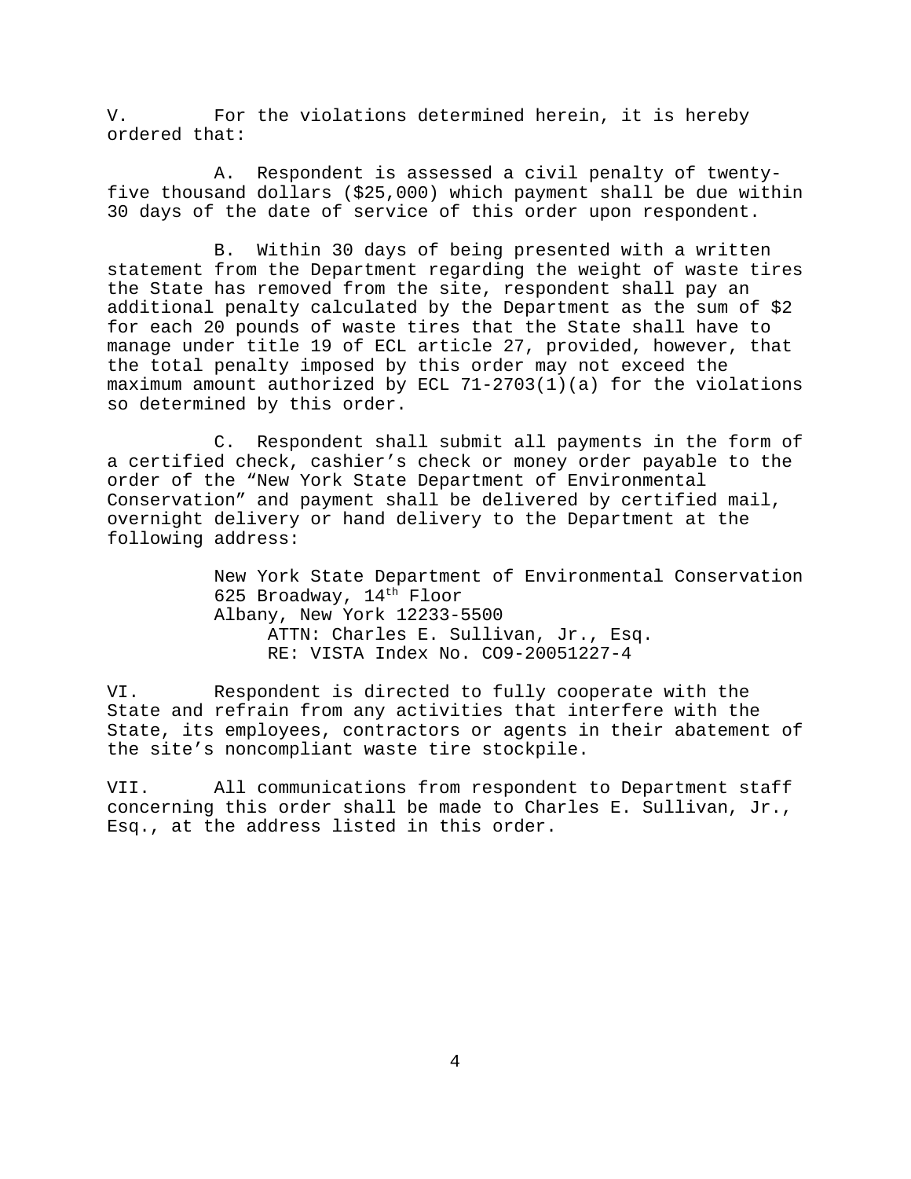V. For the violations determined herein, it is hereby ordered that:

A. Respondent is assessed a civil penalty of twenty-five thousand dollars ($25,000) which payment shall be due within 30 days of the date of service of this order upon respondent.

B. Within 30 days of being presented with a written statement from the Department regarding the weight of waste tires the State has removed from the site, respondent shall pay an additional penalty calculated by the Department as the sum of $2 for each 20 pounds of waste tires that the State shall have to manage under title 19 of ECL article 27, provided, however, that the total penalty imposed by this order may not exceed the maximum amount authorized by ECL 71-2703(1)(a) for the violations so determined by this order.

C. Respondent shall submit all payments in the form of a certified check, cashier's check or money order payable to the order of the "New York State Department of Environmental Conservation" and payment shall be delivered by certified mail, overnight delivery or hand delivery to the Department at the following address:

New York State Department of Environmental Conservation
625 Broadway, 14th Floor
Albany, New York 12233-5500
ATTN: Charles E. Sullivan, Jr., Esq.
RE: VISTA Index No. CO9-20051227-4

VI. Respondent is directed to fully cooperate with the State and refrain from any activities that interfere with the State, its employees, contractors or agents in their abatement of the site's noncompliant waste tire stockpile.

VII. All communications from respondent to Department staff concerning this order shall be made to Charles E. Sullivan, Jr., Esq., at the address listed in this order.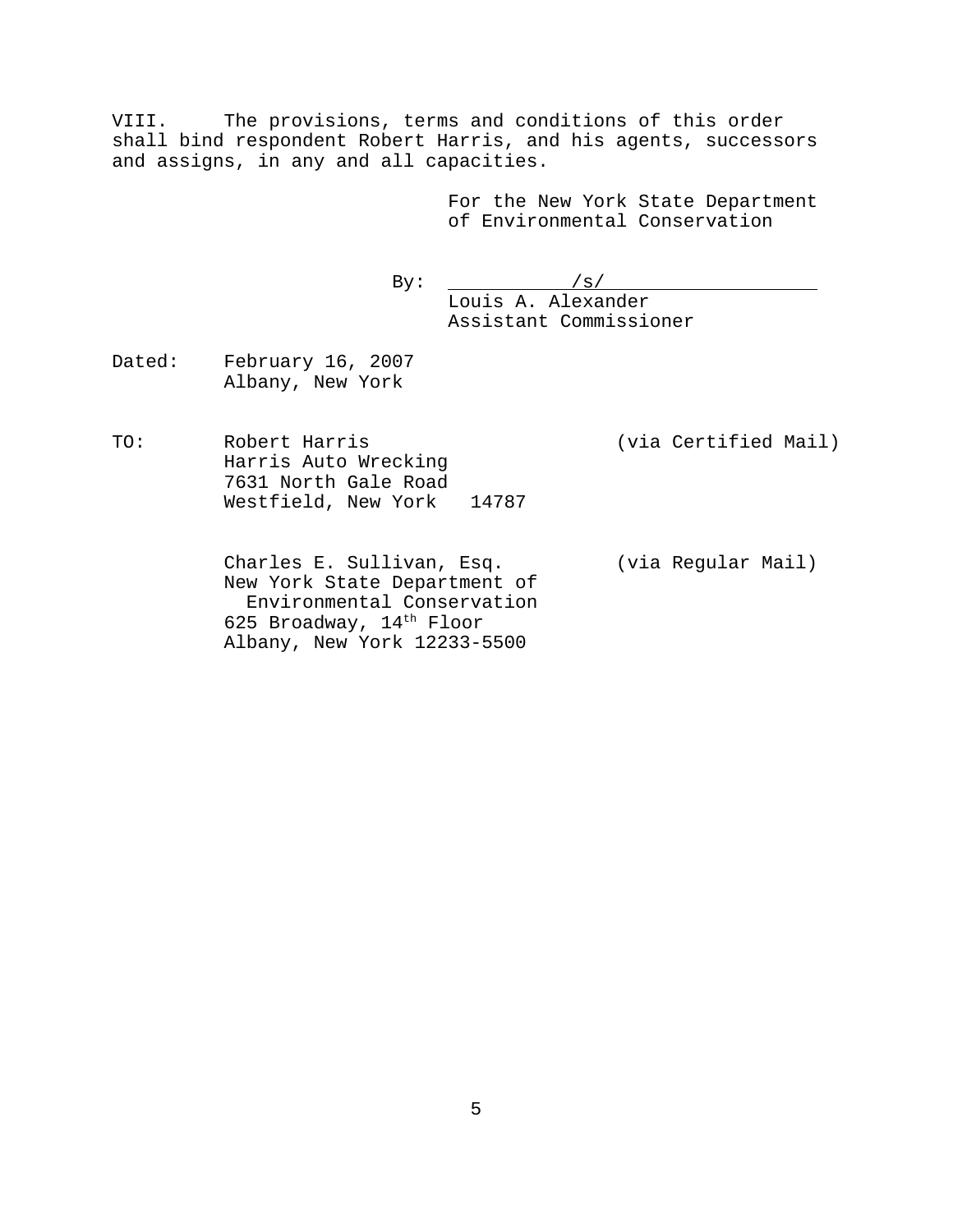VIII. The provisions, terms and conditions of this order shall bind respondent Robert Harris, and his agents, successors and assigns, in any and all capacities.

For the New York State Department of Environmental Conservation

By: /s/
Louis A. Alexander
Assistant Commissioner

Dated: February 16, 2007
Albany, New York

TO: Robert Harris (via Certified Mail)
Harris Auto Wrecking
7631 North Gale Road
Westfield, New York 14787

Charles E. Sullivan, Esq. (via Regular Mail)
New York State Department of Environmental Conservation
625 Broadway, 14th Floor
Albany, New York 12233-5500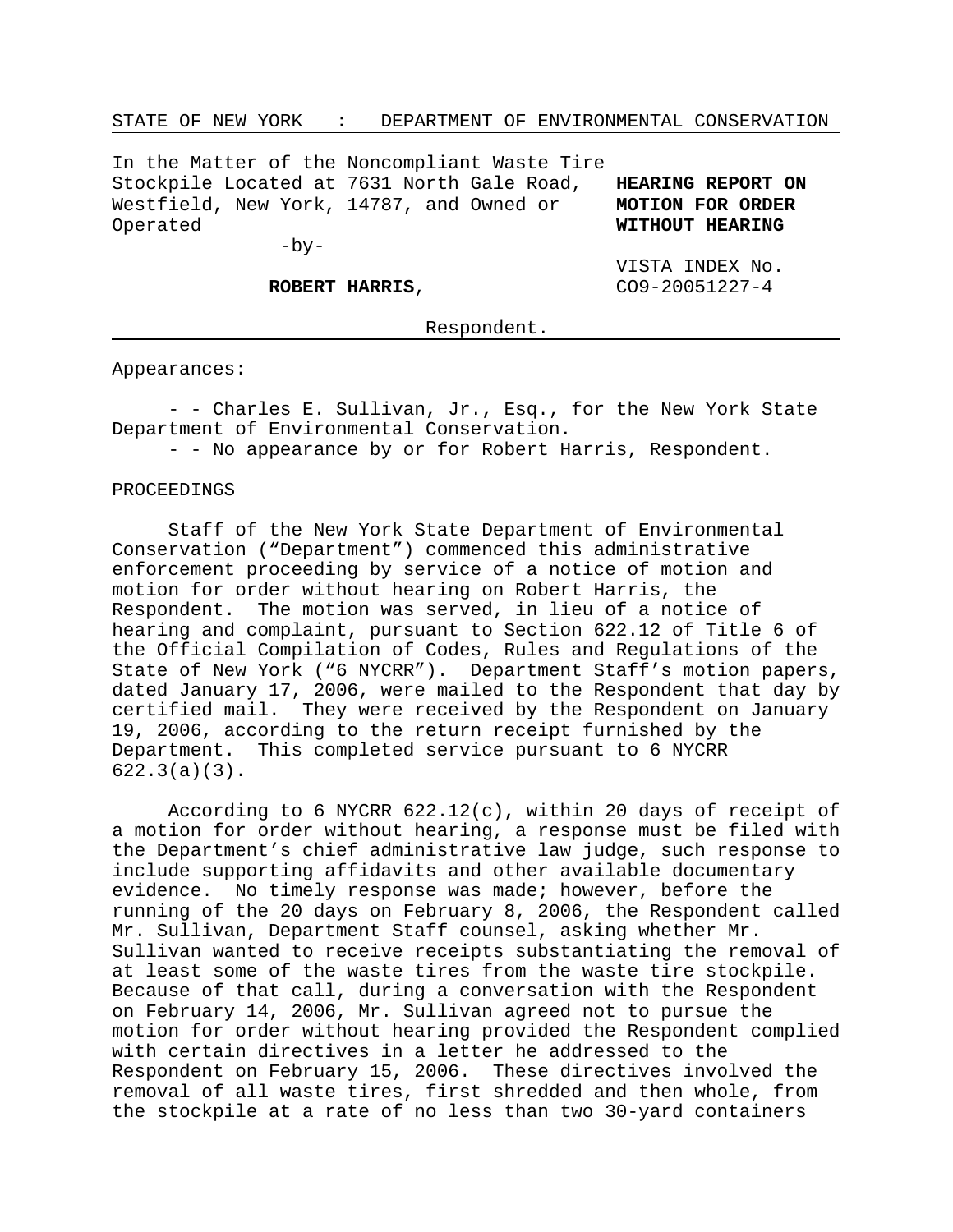STATE OF NEW YORK : DEPARTMENT OF ENVIRONMENTAL CONSERVATION

In the Matter of the Noncompliant Waste Tire Stockpile Located at 7631 North Gale Road, Westfield, New York, 14787, and Owned or Operated

-by-

**ROBERT HARRIS**,

Respondent.

**HEARING REPORT ON MOTION FOR ORDER WITHOUT HEARING**

VISTA INDEX No. CO9-20051227-4

Appearances:

- - Charles E. Sullivan, Jr., Esq., for the New York State Department of Environmental Conservation.
- - No appearance by or for Robert Harris, Respondent.

PROCEEDINGS

Staff of the New York State Department of Environmental Conservation ("Department") commenced this administrative enforcement proceeding by service of a notice of motion and motion for order without hearing on Robert Harris, the Respondent. The motion was served, in lieu of a notice of hearing and complaint, pursuant to Section 622.12 of Title 6 of the Official Compilation of Codes, Rules and Regulations of the State of New York ("6 NYCRR"). Department Staff's motion papers, dated January 17, 2006, were mailed to the Respondent that day by certified mail. They were received by the Respondent on January 19, 2006, according to the return receipt furnished by the Department. This completed service pursuant to 6 NYCRR 622.3(a)(3).

According to 6 NYCRR 622.12(c), within 20 days of receipt of a motion for order without hearing, a response must be filed with the Department's chief administrative law judge, such response to include supporting affidavits and other available documentary evidence. No timely response was made; however, before the running of the 20 days on February 8, 2006, the Respondent called Mr. Sullivan, Department Staff counsel, asking whether Mr. Sullivan wanted to receive receipts substantiating the removal of at least some of the waste tires from the waste tire stockpile. Because of that call, during a conversation with the Respondent on February 14, 2006, Mr. Sullivan agreed not to pursue the motion for order without hearing provided the Respondent complied with certain directives in a letter he addressed to the Respondent on February 15, 2006. These directives involved the removal of all waste tires, first shredded and then whole, from the stockpile at a rate of no less than two 30-yard containers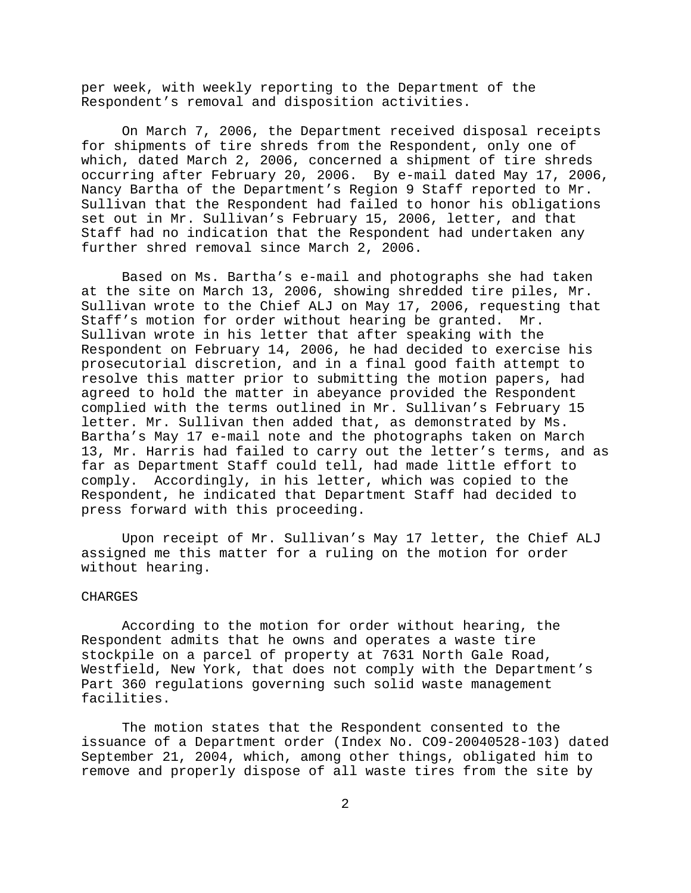per week, with weekly reporting to the Department of the Respondent's removal and disposition activities.

On March 7, 2006, the Department received disposal receipts for shipments of tire shreds from the Respondent, only one of which, dated March 2, 2006, concerned a shipment of tire shreds occurring after February 20, 2006. By e-mail dated May 17, 2006, Nancy Bartha of the Department's Region 9 Staff reported to Mr. Sullivan that the Respondent had failed to honor his obligations set out in Mr. Sullivan's February 15, 2006, letter, and that Staff had no indication that the Respondent had undertaken any further shred removal since March 2, 2006.

Based on Ms. Bartha's e-mail and photographs she had taken at the site on March 13, 2006, showing shredded tire piles, Mr. Sullivan wrote to the Chief ALJ on May 17, 2006, requesting that Staff's motion for order without hearing be granted. Mr. Sullivan wrote in his letter that after speaking with the Respondent on February 14, 2006, he had decided to exercise his prosecutorial discretion, and in a final good faith attempt to resolve this matter prior to submitting the motion papers, had agreed to hold the matter in abeyance provided the Respondent complied with the terms outlined in Mr. Sullivan's February 15 letter. Mr. Sullivan then added that, as demonstrated by Ms. Bartha's May 17 e-mail note and the photographs taken on March 13, Mr. Harris had failed to carry out the letter's terms, and as far as Department Staff could tell, had made little effort to comply. Accordingly, in his letter, which was copied to the Respondent, he indicated that Department Staff had decided to press forward with this proceeding.

Upon receipt of Mr. Sullivan's May 17 letter, the Chief ALJ assigned me this matter for a ruling on the motion for order without hearing.

CHARGES

According to the motion for order without hearing, the Respondent admits that he owns and operates a waste tire stockpile on a parcel of property at 7631 North Gale Road, Westfield, New York, that does not comply with the Department's Part 360 regulations governing such solid waste management facilities.

The motion states that the Respondent consented to the issuance of a Department order (Index No. CO9-20040528-103) dated September 21, 2004, which, among other things, obligated him to remove and properly dispose of all waste tires from the site by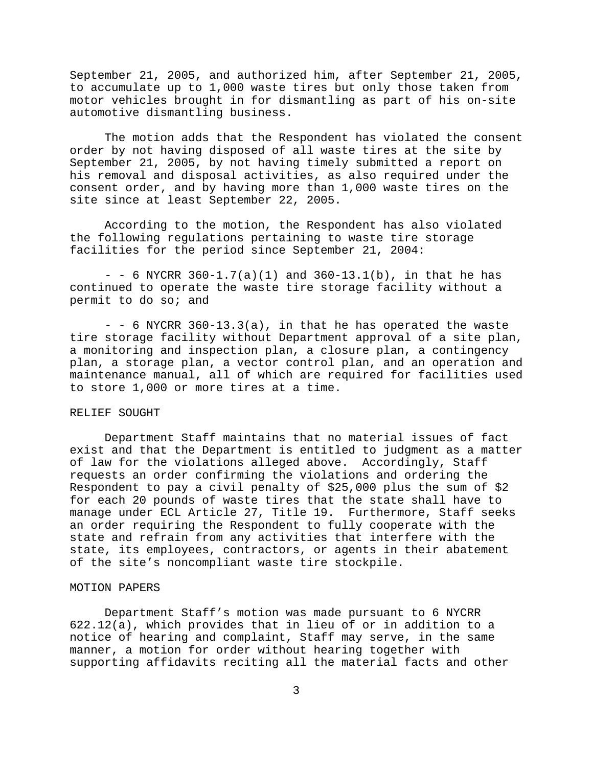September 21, 2005, and authorized him, after September 21, 2005, to accumulate up to 1,000 waste tires but only those taken from motor vehicles brought in for dismantling as part of his on-site automotive dismantling business.

The motion adds that the Respondent has violated the consent order by not having disposed of all waste tires at the site by September 21, 2005, by not having timely submitted a report on his removal and disposal activities, as also required under the consent order, and by having more than 1,000 waste tires on the site since at least September 22, 2005.

According to the motion, the Respondent has also violated the following regulations pertaining to waste tire storage facilities for the period since September 21, 2004:

- - 6 NYCRR 360-1.7(a)(1) and 360-13.1(b), in that he has continued to operate the waste tire storage facility without a permit to do so; and

- - 6 NYCRR 360-13.3(a), in that he has operated the waste tire storage facility without Department approval of a site plan, a monitoring and inspection plan, a closure plan, a contingency plan, a storage plan, a vector control plan, and an operation and maintenance manual, all of which are required for facilities used to store 1,000 or more tires at a time.

RELIEF SOUGHT

Department Staff maintains that no material issues of fact exist and that the Department is entitled to judgment as a matter of law for the violations alleged above. Accordingly, Staff requests an order confirming the violations and ordering the Respondent to pay a civil penalty of $25,000 plus the sum of $2 for each 20 pounds of waste tires that the state shall have to manage under ECL Article 27, Title 19. Furthermore, Staff seeks an order requiring the Respondent to fully cooperate with the state and refrain from any activities that interfere with the state, its employees, contractors, or agents in their abatement of the site's noncompliant waste tire stockpile.

MOTION PAPERS

Department Staff's motion was made pursuant to 6 NYCRR 622.12(a), which provides that in lieu of or in addition to a notice of hearing and complaint, Staff may serve, in the same manner, a motion for order without hearing together with supporting affidavits reciting all the material facts and other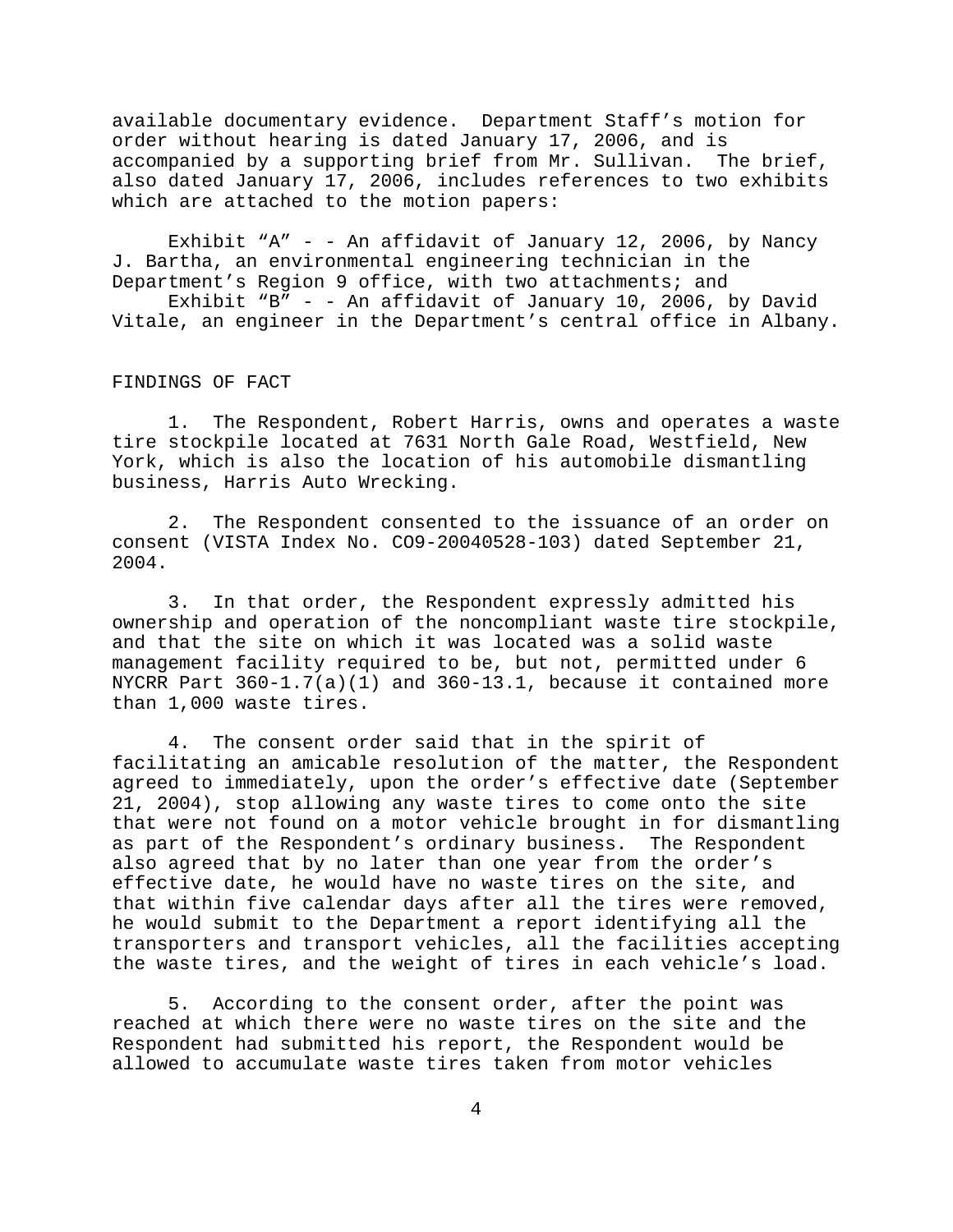available documentary evidence. Department Staff's motion for order without hearing is dated January 17, 2006, and is accompanied by a supporting brief from Mr. Sullivan. The brief, also dated January 17, 2006, includes references to two exhibits which are attached to the motion papers:

Exhibit "A" - - An affidavit of January 12, 2006, by Nancy J. Bartha, an environmental engineering technician in the Department's Region 9 office, with two attachments; and
Exhibit "B" - - An affidavit of January 10, 2006, by David Vitale, an engineer in the Department's central office in Albany.

## FINDINGS OF FACT

1. The Respondent, Robert Harris, owns and operates a waste tire stockpile located at 7631 North Gale Road, Westfield, New York, which is also the location of his automobile dismantling business, Harris Auto Wrecking.

2. The Respondent consented to the issuance of an order on consent (VISTA Index No. CO9-20040528-103) dated September 21, 2004.

3. In that order, the Respondent expressly admitted his ownership and operation of the noncompliant waste tire stockpile, and that the site on which it was located was a solid waste management facility required to be, but not, permitted under 6 NYCRR Part 360-1.7(a)(1) and 360-13.1, because it contained more than 1,000 waste tires.

4. The consent order said that in the spirit of facilitating an amicable resolution of the matter, the Respondent agreed to immediately, upon the order's effective date (September 21, 2004), stop allowing any waste tires to come onto the site that were not found on a motor vehicle brought in for dismantling as part of the Respondent's ordinary business. The Respondent also agreed that by no later than one year from the order's effective date, he would have no waste tires on the site, and that within five calendar days after all the tires were removed, he would submit to the Department a report identifying all the transporters and transport vehicles, all the facilities accepting the waste tires, and the weight of tires in each vehicle's load.

5. According to the consent order, after the point was reached at which there were no waste tires on the site and the Respondent had submitted his report, the Respondent would be allowed to accumulate waste tires taken from motor vehicles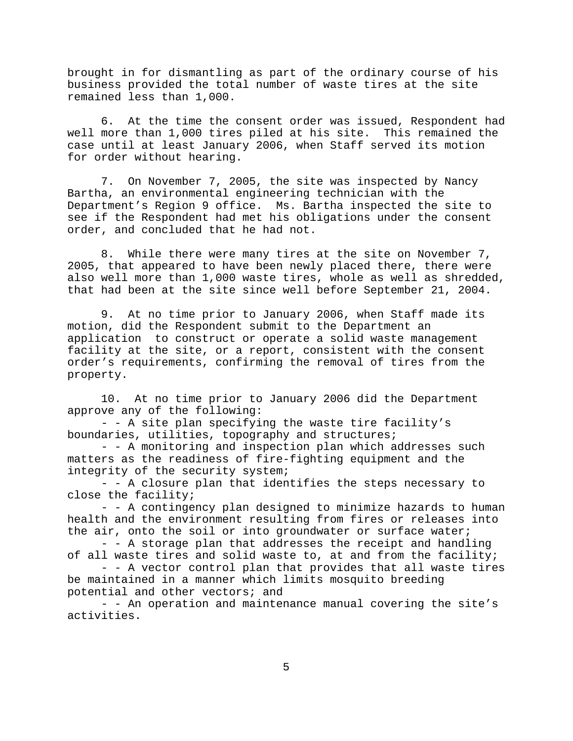brought in for dismantling as part of the ordinary course of his business provided the total number of waste tires at the site remained less than 1,000.

6. At the time the consent order was issued, Respondent had well more than 1,000 tires piled at his site. This remained the case until at least January 2006, when Staff served its motion for order without hearing.

7. On November 7, 2005, the site was inspected by Nancy Bartha, an environmental engineering technician with the Department's Region 9 office. Ms. Bartha inspected the site to see if the Respondent had met his obligations under the consent order, and concluded that he had not.

8. While there were many tires at the site on November 7, 2005, that appeared to have been newly placed there, there were also well more than 1,000 waste tires, whole as well as shredded, that had been at the site since well before September 21, 2004.

9. At no time prior to January 2006, when Staff made its motion, did the Respondent submit to the Department an application to construct or operate a solid waste management facility at the site, or a report, consistent with the consent order's requirements, confirming the removal of tires from the property.

10. At no time prior to January 2006 did the Department approve any of the following:

- - A site plan specifying the waste tire facility's boundaries, utilities, topography and structures;
- - A monitoring and inspection plan which addresses such matters as the readiness of fire-fighting equipment and the integrity of the security system;
- - A closure plan that identifies the steps necessary to close the facility;
- - A contingency plan designed to minimize hazards to human health and the environment resulting from fires or releases into the air, onto the soil or into groundwater or surface water;
- - A storage plan that addresses the receipt and handling of all waste tires and solid waste to, at and from the facility;
- - A vector control plan that provides that all waste tires be maintained in a manner which limits mosquito breeding potential and other vectors; and
- - An operation and maintenance manual covering the site's activities.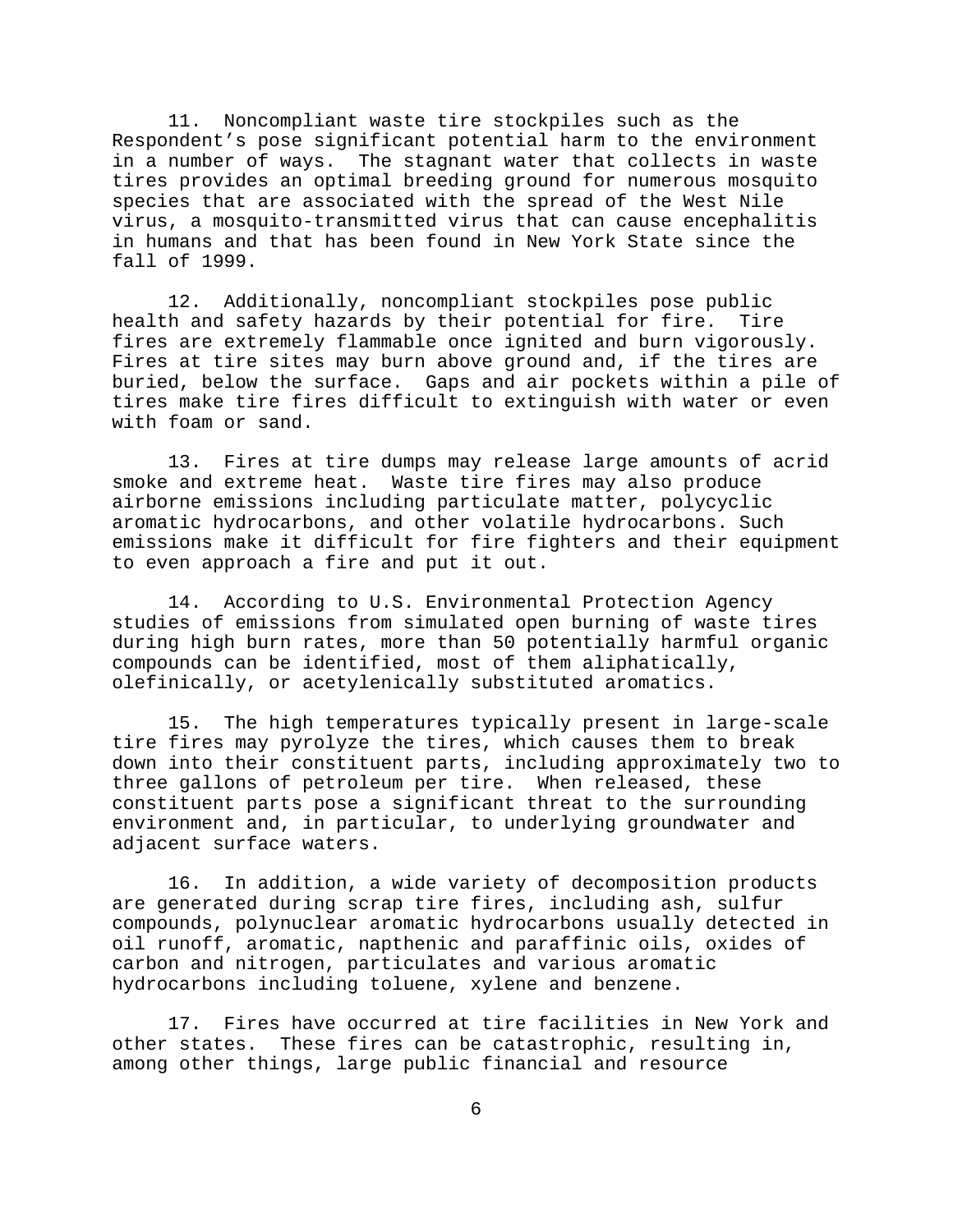11. Noncompliant waste tire stockpiles such as the Respondent's pose significant potential harm to the environment in a number of ways. The stagnant water that collects in waste tires provides an optimal breeding ground for numerous mosquito species that are associated with the spread of the West Nile virus, a mosquito-transmitted virus that can cause encephalitis in humans and that has been found in New York State since the fall of 1999.

12. Additionally, noncompliant stockpiles pose public health and safety hazards by their potential for fire. Tire fires are extremely flammable once ignited and burn vigorously. Fires at tire sites may burn above ground and, if the tires are buried, below the surface. Gaps and air pockets within a pile of tires make tire fires difficult to extinguish with water or even with foam or sand.

13. Fires at tire dumps may release large amounts of acrid smoke and extreme heat. Waste tire fires may also produce airborne emissions including particulate matter, polycyclic aromatic hydrocarbons, and other volatile hydrocarbons. Such emissions make it difficult for fire fighters and their equipment to even approach a fire and put it out.

14. According to U.S. Environmental Protection Agency studies of emissions from simulated open burning of waste tires during high burn rates, more than 50 potentially harmful organic compounds can be identified, most of them aliphatically, olefinically, or acetylenically substituted aromatics.

15. The high temperatures typically present in large-scale tire fires may pyrolyze the tires, which causes them to break down into their constituent parts, including approximately two to three gallons of petroleum per tire. When released, these constituent parts pose a significant threat to the surrounding environment and, in particular, to underlying groundwater and adjacent surface waters.

16. In addition, a wide variety of decomposition products are generated during scrap tire fires, including ash, sulfur compounds, polynuclear aromatic hydrocarbons usually detected in oil runoff, aromatic, napthenic and paraffinic oils, oxides of carbon and nitrogen, particulates and various aromatic hydrocarbons including toluene, xylene and benzene.

17. Fires have occurred at tire facilities in New York and other states. These fires can be catastrophic, resulting in, among other things, large public financial and resource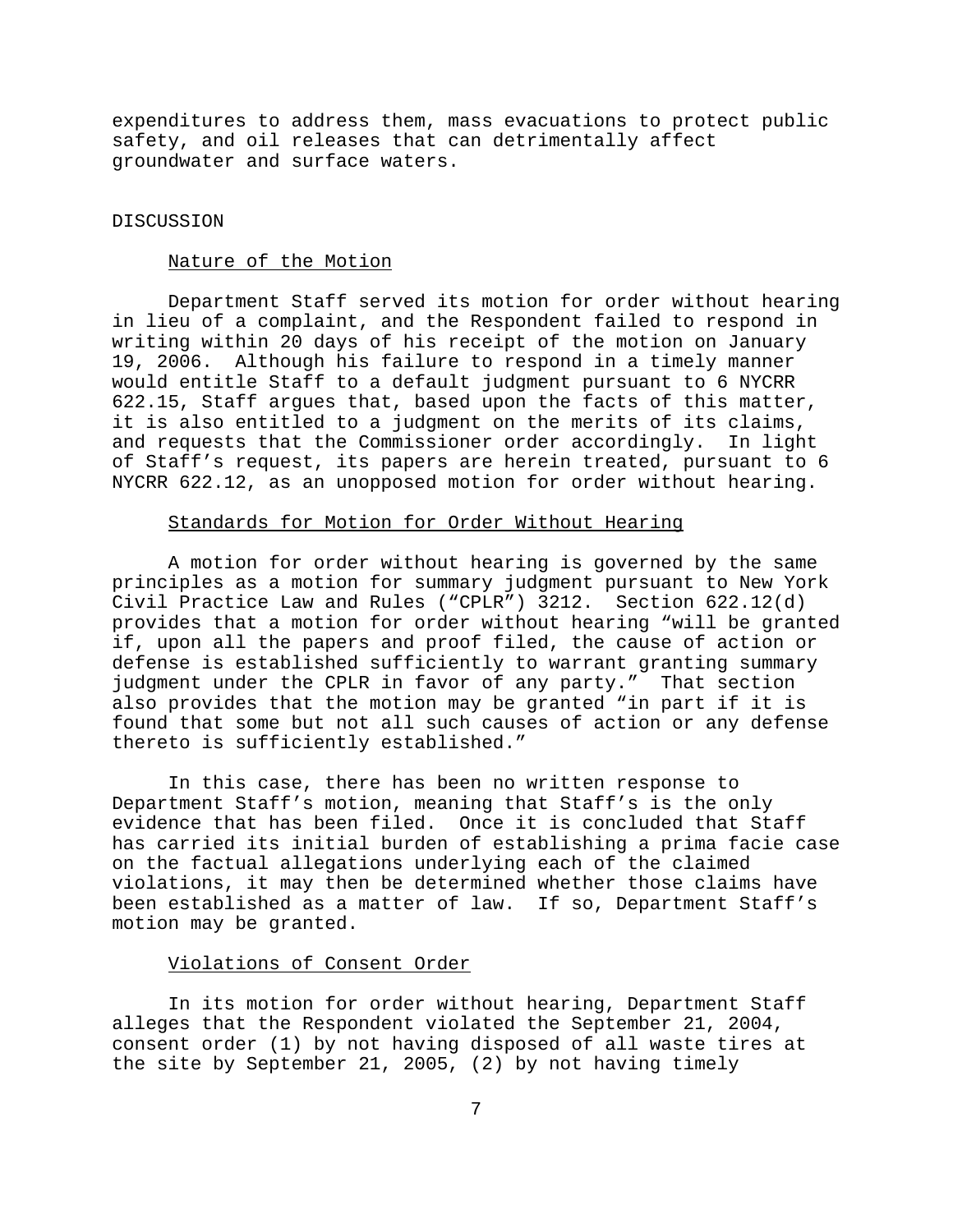expenditures to address them, mass evacuations to protect public safety, and oil releases that can detrimentally affect groundwater and surface waters.

## DISCUSSION

### Nature of the Motion

Department Staff served its motion for order without hearing in lieu of a complaint, and the Respondent failed to respond in writing within 20 days of his receipt of the motion on January 19, 2006. Although his failure to respond in a timely manner would entitle Staff to a default judgment pursuant to 6 NYCRR 622.15, Staff argues that, based upon the facts of this matter, it is also entitled to a judgment on the merits of its claims, and requests that the Commissioner order accordingly. In light of Staff's request, its papers are herein treated, pursuant to 6 NYCRR 622.12, as an unopposed motion for order without hearing.

### Standards for Motion for Order Without Hearing

A motion for order without hearing is governed by the same principles as a motion for summary judgment pursuant to New York Civil Practice Law and Rules ("CPLR") 3212. Section 622.12(d) provides that a motion for order without hearing "will be granted if, upon all the papers and proof filed, the cause of action or defense is established sufficiently to warrant granting summary judgment under the CPLR in favor of any party." That section also provides that the motion may be granted "in part if it is found that some but not all such causes of action or any defense thereto is sufficiently established."

In this case, there has been no written response to Department Staff's motion, meaning that Staff's is the only evidence that has been filed. Once it is concluded that Staff has carried its initial burden of establishing a prima facie case on the factual allegations underlying each of the claimed violations, it may then be determined whether those claims have been established as a matter of law. If so, Department Staff's motion may be granted.

### Violations of Consent Order

In its motion for order without hearing, Department Staff alleges that the Respondent violated the September 21, 2004, consent order (1) by not having disposed of all waste tires at the site by September 21, 2005, (2) by not having timely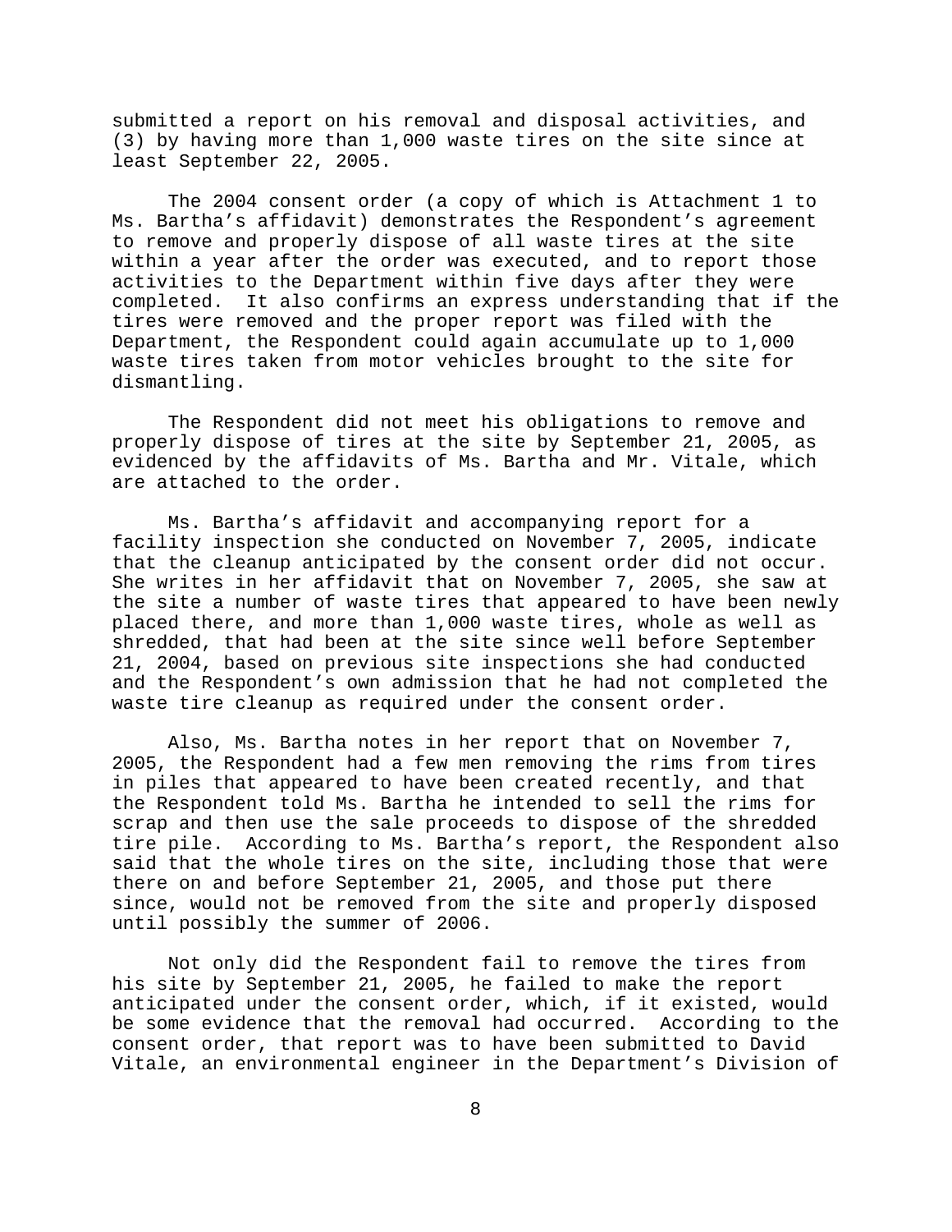submitted a report on his removal and disposal activities, and (3) by having more than 1,000 waste tires on the site since at least September 22, 2005.

The 2004 consent order (a copy of which is Attachment 1 to Ms. Bartha's affidavit) demonstrates the Respondent's agreement to remove and properly dispose of all waste tires at the site within a year after the order was executed, and to report those activities to the Department within five days after they were completed. It also confirms an express understanding that if the tires were removed and the proper report was filed with the Department, the Respondent could again accumulate up to 1,000 waste tires taken from motor vehicles brought to the site for dismantling.

The Respondent did not meet his obligations to remove and properly dispose of tires at the site by September 21, 2005, as evidenced by the affidavits of Ms. Bartha and Mr. Vitale, which are attached to the order.

Ms. Bartha's affidavit and accompanying report for a facility inspection she conducted on November 7, 2005, indicate that the cleanup anticipated by the consent order did not occur. She writes in her affidavit that on November 7, 2005, she saw at the site a number of waste tires that appeared to have been newly placed there, and more than 1,000 waste tires, whole as well as shredded, that had been at the site since well before September 21, 2004, based on previous site inspections she had conducted and the Respondent's own admission that he had not completed the waste tire cleanup as required under the consent order.

Also, Ms. Bartha notes in her report that on November 7, 2005, the Respondent had a few men removing the rims from tires in piles that appeared to have been created recently, and that the Respondent told Ms. Bartha he intended to sell the rims for scrap and then use the sale proceeds to dispose of the shredded tire pile. According to Ms. Bartha's report, the Respondent also said that the whole tires on the site, including those that were there on and before September 21, 2005, and those put there since, would not be removed from the site and properly disposed until possibly the summer of 2006.

Not only did the Respondent fail to remove the tires from his site by September 21, 2005, he failed to make the report anticipated under the consent order, which, if it existed, would be some evidence that the removal had occurred. According to the consent order, that report was to have been submitted to David Vitale, an environmental engineer in the Department's Division of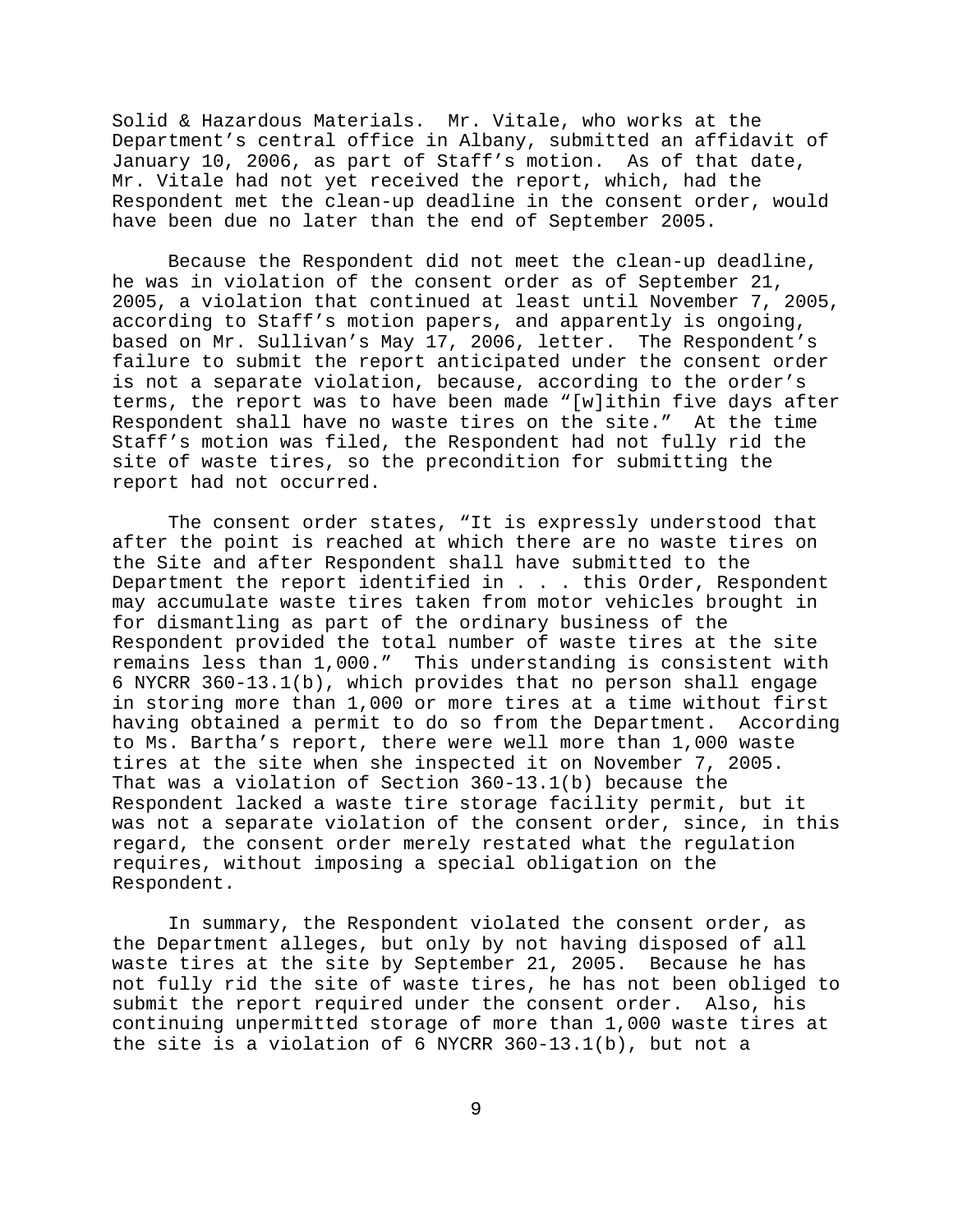Solid & Hazardous Materials. Mr. Vitale, who works at the Department's central office in Albany, submitted an affidavit of January 10, 2006, as part of Staff's motion. As of that date, Mr. Vitale had not yet received the report, which, had the Respondent met the clean-up deadline in the consent order, would have been due no later than the end of September 2005.

Because the Respondent did not meet the clean-up deadline, he was in violation of the consent order as of September 21, 2005, a violation that continued at least until November 7, 2005, according to Staff's motion papers, and apparently is ongoing, based on Mr. Sullivan's May 17, 2006, letter. The Respondent's failure to submit the report anticipated under the consent order is not a separate violation, because, according to the order's terms, the report was to have been made "[w]ithin five days after Respondent shall have no waste tires on the site." At the time Staff's motion was filed, the Respondent had not fully rid the site of waste tires, so the precondition for submitting the report had not occurred.

The consent order states, "It is expressly understood that after the point is reached at which there are no waste tires on the Site and after Respondent shall have submitted to the Department the report identified in . . . this Order, Respondent may accumulate waste tires taken from motor vehicles brought in for dismantling as part of the ordinary business of the Respondent provided the total number of waste tires at the site remains less than 1,000." This understanding is consistent with 6 NYCRR 360-13.1(b), which provides that no person shall engage in storing more than 1,000 or more tires at a time without first having obtained a permit to do so from the Department. According to Ms. Bartha's report, there were well more than 1,000 waste tires at the site when she inspected it on November 7, 2005. That was a violation of Section 360-13.1(b) because the Respondent lacked a waste tire storage facility permit, but it was not a separate violation of the consent order, since, in this regard, the consent order merely restated what the regulation requires, without imposing a special obligation on the Respondent.

In summary, the Respondent violated the consent order, as the Department alleges, but only by not having disposed of all waste tires at the site by September 21, 2005. Because he has not fully rid the site of waste tires, he has not been obliged to submit the report required under the consent order. Also, his continuing unpermitted storage of more than 1,000 waste tires at the site is a violation of 6 NYCRR 360-13.1(b), but not a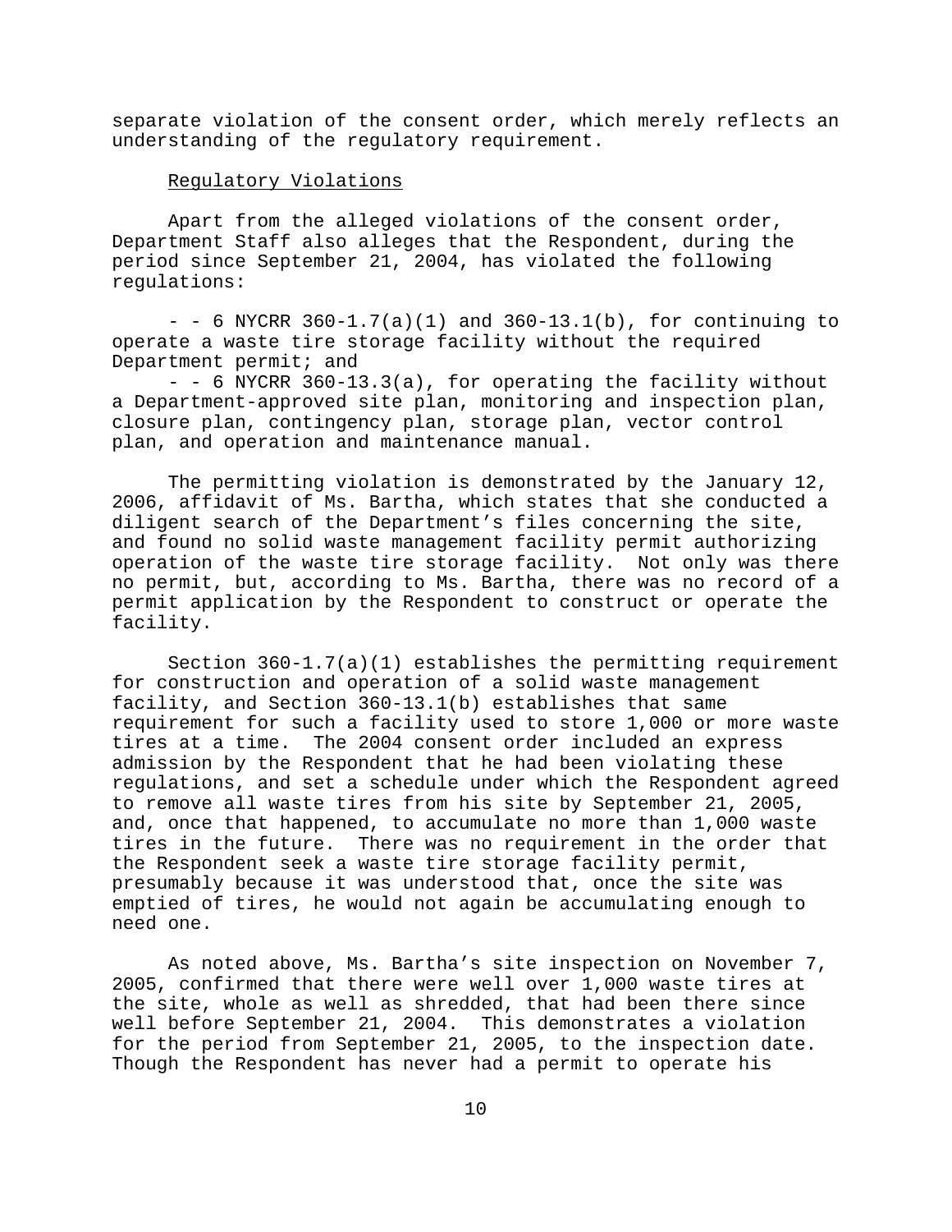separate violation of the consent order, which merely reflects an understanding of the regulatory requirement.

Regulatory Violations

Apart from the alleged violations of the consent order, Department Staff also alleges that the Respondent, during the period since September 21, 2004, has violated the following regulations:

- - 6 NYCRR 360-1.7(a)(1) and 360-13.1(b), for continuing to operate a waste tire storage facility without the required Department permit; and
- - 6 NYCRR 360-13.3(a), for operating the facility without a Department-approved site plan, monitoring and inspection plan, closure plan, contingency plan, storage plan, vector control plan, and operation and maintenance manual.

The permitting violation is demonstrated by the January 12, 2006, affidavit of Ms. Bartha, which states that she conducted a diligent search of the Department's files concerning the site, and found no solid waste management facility permit authorizing operation of the waste tire storage facility. Not only was there no permit, but, according to Ms. Bartha, there was no record of a permit application by the Respondent to construct or operate the facility.

Section 360-1.7(a)(1) establishes the permitting requirement for construction and operation of a solid waste management facility, and Section 360-13.1(b) establishes that same requirement for such a facility used to store 1,000 or more waste tires at a time. The 2004 consent order included an express admission by the Respondent that he had been violating these regulations, and set a schedule under which the Respondent agreed to remove all waste tires from his site by September 21, 2005, and, once that happened, to accumulate no more than 1,000 waste tires in the future. There was no requirement in the order that the Respondent seek a waste tire storage facility permit, presumably because it was understood that, once the site was emptied of tires, he would not again be accumulating enough to need one.

As noted above, Ms. Bartha's site inspection on November 7, 2005, confirmed that there were well over 1,000 waste tires at the site, whole as well as shredded, that had been there since well before September 21, 2004. This demonstrates a violation for the period from September 21, 2005, to the inspection date. Though the Respondent has never had a permit to operate his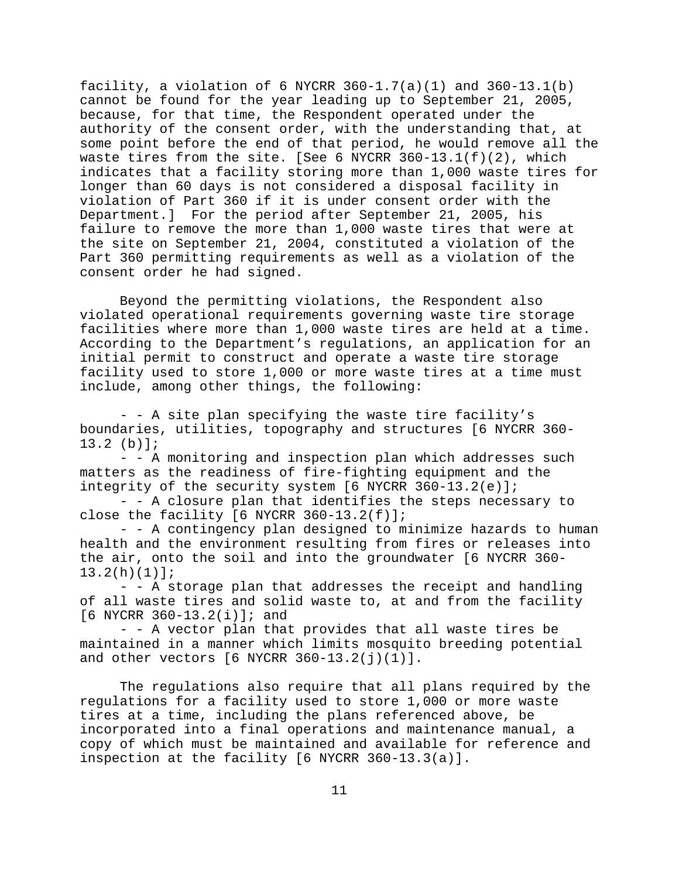facility, a violation of 6 NYCRR 360-1.7(a)(1) and 360-13.1(b) cannot be found for the year leading up to September 21, 2005, because, for that time, the Respondent operated under the authority of the consent order, with the understanding that, at some point before the end of that period, he would remove all the waste tires from the site. [See 6 NYCRR 360-13.1(f)(2), which indicates that a facility storing more than 1,000 waste tires for longer than 60 days is not considered a disposal facility in violation of Part 360 if it is under consent order with the Department.] For the period after September 21, 2005, his failure to remove the more than 1,000 waste tires that were at the site on September 21, 2004, constituted a violation of the Part 360 permitting requirements as well as a violation of the consent order he had signed.

Beyond the permitting violations, the Respondent also violated operational requirements governing waste tire storage facilities where more than 1,000 waste tires are held at a time. According to the Department's regulations, an application for an initial permit to construct and operate a waste tire storage facility used to store 1,000 or more waste tires at a time must include, among other things, the following:

- - A site plan specifying the waste tire facility's boundaries, utilities, topography and structures [6 NYCRR 360-13.2 (b)];
- - A monitoring and inspection plan which addresses such matters as the readiness of fire-fighting equipment and the integrity of the security system [6 NYCRR 360-13.2(e)];
- - A closure plan that identifies the steps necessary to close the facility [6 NYCRR 360-13.2(f)];
- - A contingency plan designed to minimize hazards to human health and the environment resulting from fires or releases into the air, onto the soil and into the groundwater [6 NYCRR 360-13.2(h)(1)];
- - A storage plan that addresses the receipt and handling of all waste tires and solid waste to, at and from the facility [6 NYCRR 360-13.2(i)]; and
- - A vector plan that provides that all waste tires be maintained in a manner which limits mosquito breeding potential and other vectors [6 NYCRR 360-13.2(j)(1)].

The regulations also require that all plans required by the regulations for a facility used to store 1,000 or more waste tires at a time, including the plans referenced above, be incorporated into a final operations and maintenance manual, a copy of which must be maintained and available for reference and inspection at the facility [6 NYCRR 360-13.3(a)].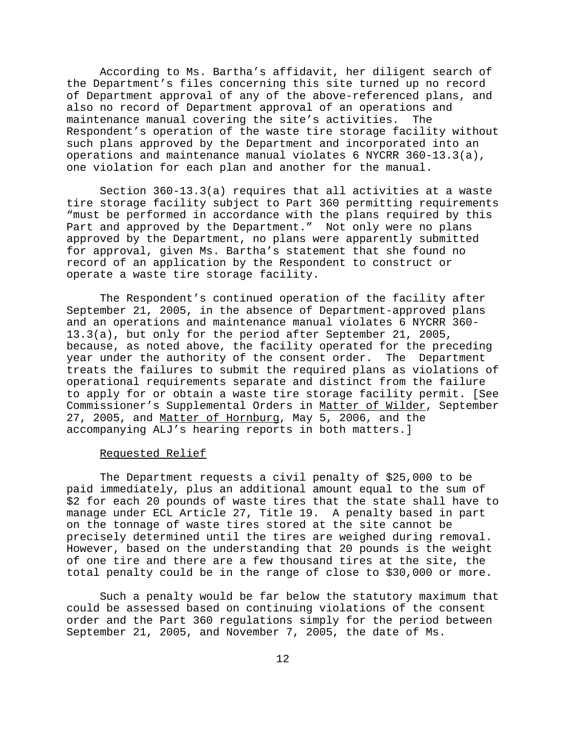According to Ms. Bartha's affidavit, her diligent search of the Department's files concerning this site turned up no record of Department approval of any of the above-referenced plans, and also no record of Department approval of an operations and maintenance manual covering the site's activities. The Respondent's operation of the waste tire storage facility without such plans approved by the Department and incorporated into an operations and maintenance manual violates 6 NYCRR 360-13.3(a), one violation for each plan and another for the manual.

Section 360-13.3(a) requires that all activities at a waste tire storage facility subject to Part 360 permitting requirements "must be performed in accordance with the plans required by this Part and approved by the Department." Not only were no plans approved by the Department, no plans were apparently submitted for approval, given Ms. Bartha's statement that she found no record of an application by the Respondent to construct or operate a waste tire storage facility.

The Respondent's continued operation of the facility after September 21, 2005, in the absence of Department-approved plans and an operations and maintenance manual violates 6 NYCRR 360-13.3(a), but only for the period after September 21, 2005, because, as noted above, the facility operated for the preceding year under the authority of the consent order. The Department treats the failures to submit the required plans as violations of operational requirements separate and distinct from the failure to apply for or obtain a waste tire storage facility permit. [See Commissioner's Supplemental Orders in Matter of Wilder, September 27, 2005, and Matter of Hornburg, May 5, 2006, and the accompanying ALJ's hearing reports in both matters.]

Requested Relief

The Department requests a civil penalty of $25,000 to be paid immediately, plus an additional amount equal to the sum of $2 for each 20 pounds of waste tires that the state shall have to manage under ECL Article 27, Title 19. A penalty based in part on the tonnage of waste tires stored at the site cannot be precisely determined until the tires are weighed during removal. However, based on the understanding that 20 pounds is the weight of one tire and there are a few thousand tires at the site, the total penalty could be in the range of close to $30,000 or more.

Such a penalty would be far below the statutory maximum that could be assessed based on continuing violations of the consent order and the Part 360 regulations simply for the period between September 21, 2005, and November 7, 2005, the date of Ms.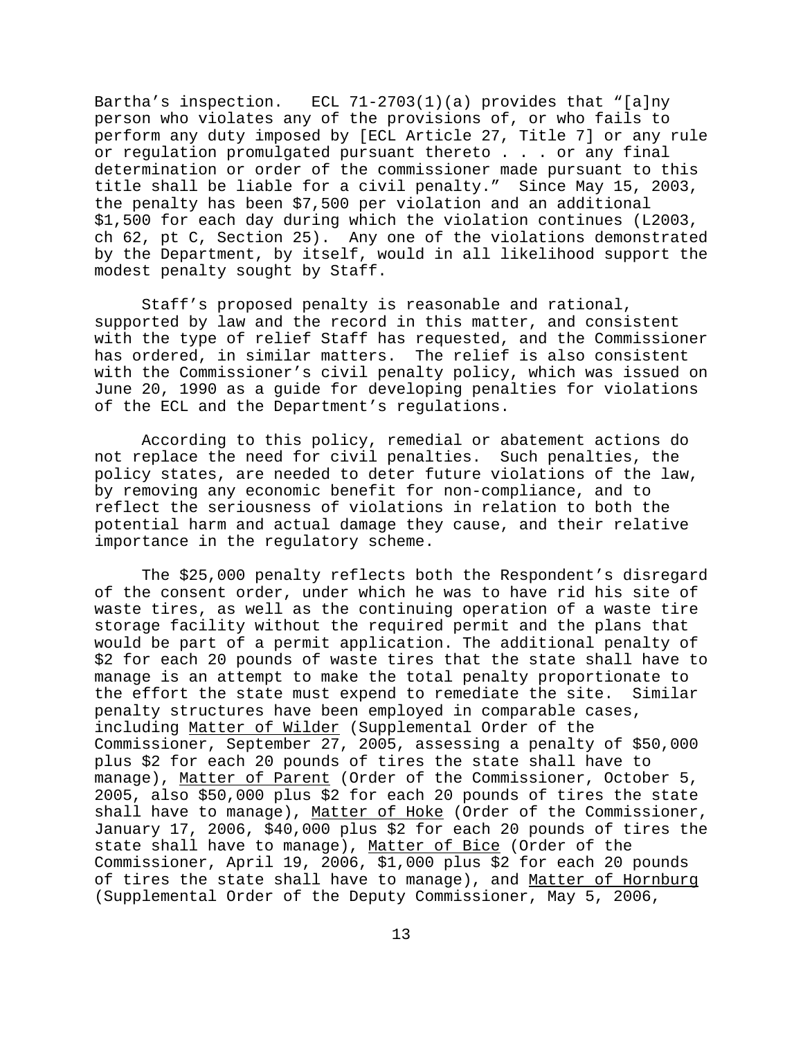Bartha's inspection. ECL 71-2703(1)(a) provides that "[a]ny person who violates any of the provisions of, or who fails to perform any duty imposed by [ECL Article 27, Title 7] or any rule or regulation promulgated pursuant thereto . . . or any final determination or order of the commissioner made pursuant to this title shall be liable for a civil penalty." Since May 15, 2003, the penalty has been $7,500 per violation and an additional $1,500 for each day during which the violation continues (L2003, ch 62, pt C, Section 25). Any one of the violations demonstrated by the Department, by itself, would in all likelihood support the modest penalty sought by Staff.

Staff's proposed penalty is reasonable and rational, supported by law and the record in this matter, and consistent with the type of relief Staff has requested, and the Commissioner has ordered, in similar matters. The relief is also consistent with the Commissioner's civil penalty policy, which was issued on June 20, 1990 as a guide for developing penalties for violations of the ECL and the Department's regulations.

According to this policy, remedial or abatement actions do not replace the need for civil penalties. Such penalties, the policy states, are needed to deter future violations of the law, by removing any economic benefit for non-compliance, and to reflect the seriousness of violations in relation to both the potential harm and actual damage they cause, and their relative importance in the regulatory scheme.

The $25,000 penalty reflects both the Respondent's disregard of the consent order, under which he was to have rid his site of waste tires, as well as the continuing operation of a waste tire storage facility without the required permit and the plans that would be part of a permit application. The additional penalty of $2 for each 20 pounds of waste tires that the state shall have to manage is an attempt to make the total penalty proportionate to the effort the state must expend to remediate the site. Similar penalty structures have been employed in comparable cases, including Matter of Wilder (Supplemental Order of the Commissioner, September 27, 2005, assessing a penalty of $50,000 plus $2 for each 20 pounds of tires the state shall have to manage), Matter of Parent (Order of the Commissioner, October 5, 2005, also $50,000 plus $2 for each 20 pounds of tires the state shall have to manage), Matter of Hoke (Order of the Commissioner, January 17, 2006, $40,000 plus $2 for each 20 pounds of tires the state shall have to manage), Matter of Bice (Order of the Commissioner, April 19, 2006, $1,000 plus $2 for each 20 pounds of tires the state shall have to manage), and Matter of Hornburg (Supplemental Order of the Deputy Commissioner, May 5, 2006,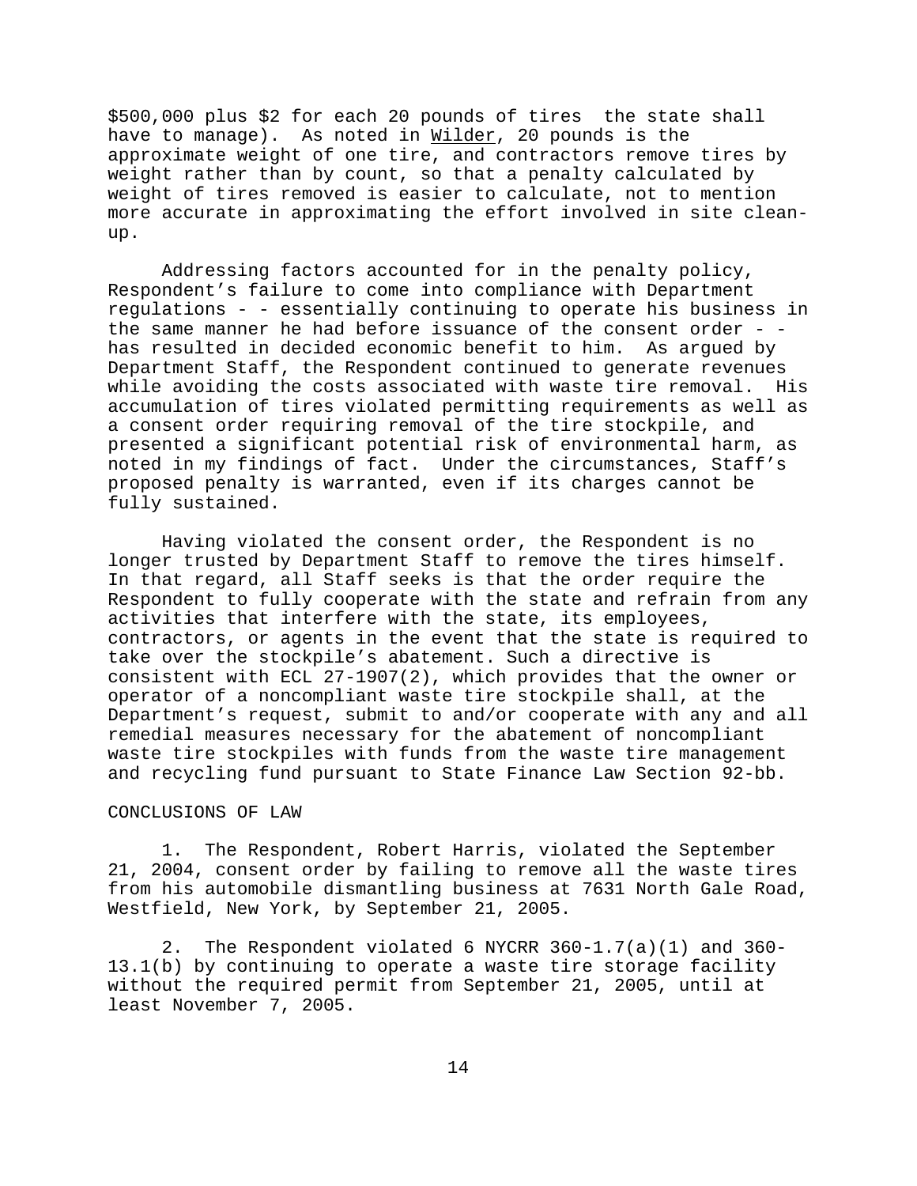$500,000 plus $2 for each 20 pounds of tires the state shall have to manage). As noted in Wilder, 20 pounds is the approximate weight of one tire, and contractors remove tires by weight rather than by count, so that a penalty calculated by weight of tires removed is easier to calculate, not to mention more accurate in approximating the effort involved in site clean-up.

Addressing factors accounted for in the penalty policy, Respondent's failure to come into compliance with Department regulations - - essentially continuing to operate his business in the same manner he had before issuance of the consent order - - has resulted in decided economic benefit to him. As argued by Department Staff, the Respondent continued to generate revenues while avoiding the costs associated with waste tire removal. His accumulation of tires violated permitting requirements as well as a consent order requiring removal of the tire stockpile, and presented a significant potential risk of environmental harm, as noted in my findings of fact. Under the circumstances, Staff's proposed penalty is warranted, even if its charges cannot be fully sustained.

Having violated the consent order, the Respondent is no longer trusted by Department Staff to remove the tires himself. In that regard, all Staff seeks is that the order require the Respondent to fully cooperate with the state and refrain from any activities that interfere with the state, its employees, contractors, or agents in the event that the state is required to take over the stockpile's abatement. Such a directive is consistent with ECL 27-1907(2), which provides that the owner or operator of a noncompliant waste tire stockpile shall, at the Department's request, submit to and/or cooperate with any and all remedial measures necessary for the abatement of noncompliant waste tire stockpiles with funds from the waste tire management and recycling fund pursuant to State Finance Law Section 92-bb.

CONCLUSIONS OF LAW

1. The Respondent, Robert Harris, violated the September 21, 2004, consent order by failing to remove all the waste tires from his automobile dismantling business at 7631 North Gale Road, Westfield, New York, by September 21, 2005.

2. The Respondent violated 6 NYCRR 360-1.7(a)(1) and 360-13.1(b) by continuing to operate a waste tire storage facility without the required permit from September 21, 2005, until at least November 7, 2005.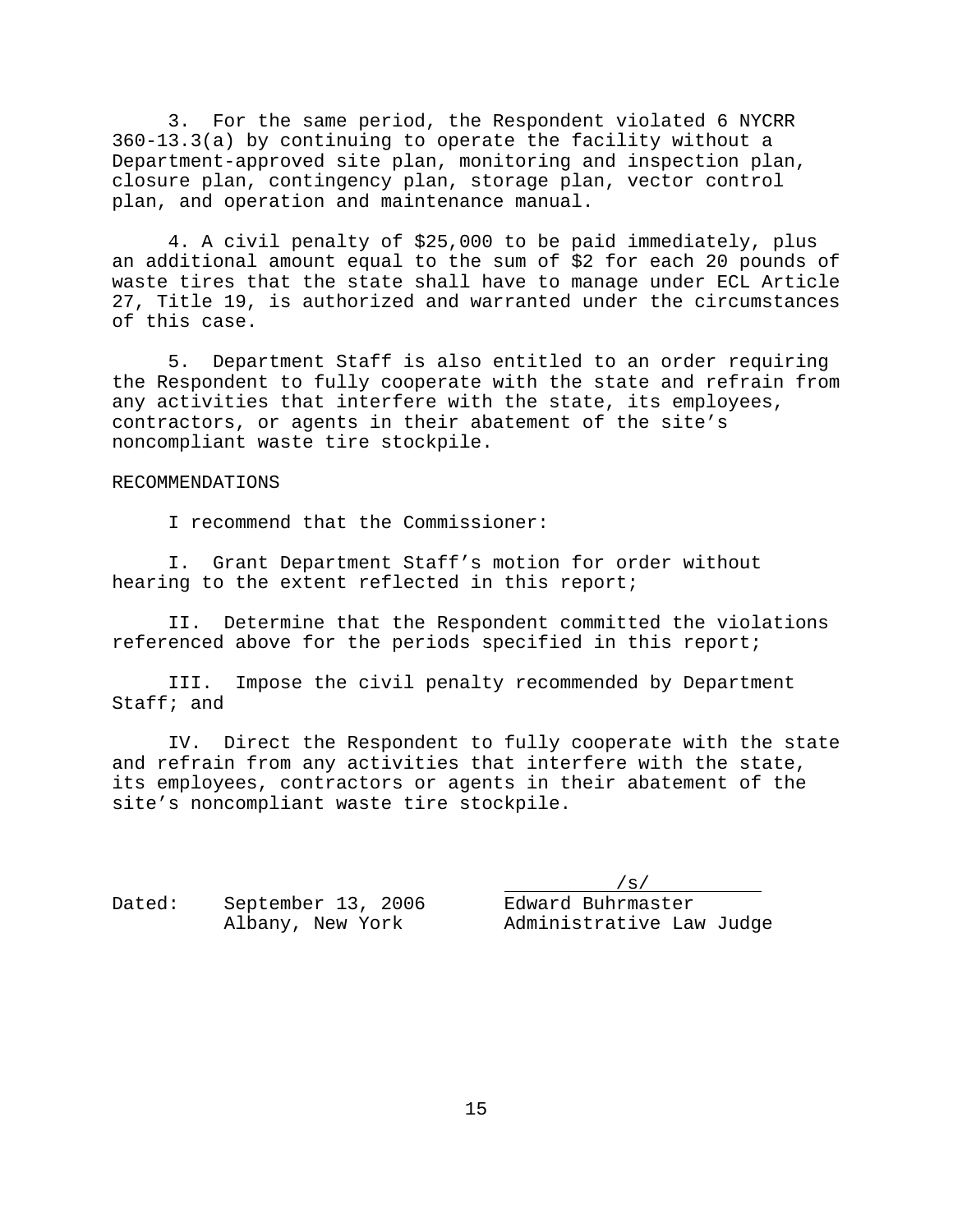3. For the same period, the Respondent violated 6 NYCRR 360-13.3(a) by continuing to operate the facility without a Department-approved site plan, monitoring and inspection plan, closure plan, contingency plan, storage plan, vector control plan, and operation and maintenance manual.

4. A civil penalty of $25,000 to be paid immediately, plus an additional amount equal to the sum of $2 for each 20 pounds of waste tires that the state shall have to manage under ECL Article 27, Title 19, is authorized and warranted under the circumstances of this case.

5. Department Staff is also entitled to an order requiring the Respondent to fully cooperate with the state and refrain from any activities that interfere with the state, its employees, contractors, or agents in their abatement of the site's noncompliant waste tire stockpile.

RECOMMENDATIONS

I recommend that the Commissioner:

I. Grant Department Staff's motion for order without hearing to the extent reflected in this report;

II. Determine that the Respondent committed the violations referenced above for the periods specified in this report;

III. Impose the civil penalty recommended by Department Staff; and

IV. Direct the Respondent to fully cooperate with the state and refrain from any activities that interfere with the state, its employees, contractors or agents in their abatement of the site's noncompliant waste tire stockpile.

/s/
Edward Buhrmaster
Administrative Law Judge

Dated: September 13, 2006
Albany, New York